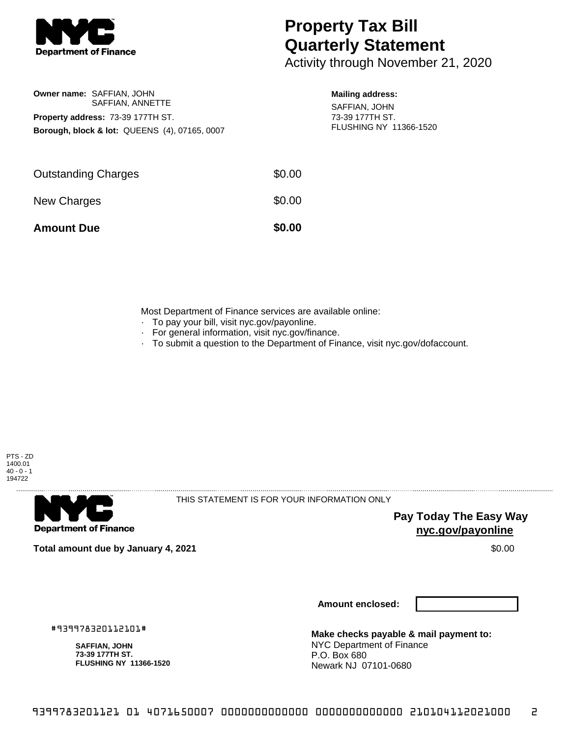NYC Department of Finance

# Property Tax Bill Quarterly Statement

Activity through November 21, 2020

**Owner name:** SAFFIAN, JOHN
SAFFIAN, ANNETTE

**Property address:** 73-39 177TH ST.

**Borough, block & lot:** QUEENS (4), 07165, 0007

**Mailing address:**
SAFFIAN, JOHN
73-39 177TH ST.
FLUSHING NY 11366-1520

| | |
|---|---|
| Outstanding Charges | $0.00 |
| New Charges | $0.00 |
| **Amount Due** | **$0.00** |

Most Department of Finance services are available online:

- To pay your bill, visit nyc.gov/payonline.
- For general information, visit nyc.gov/finance.
- To submit a question to the Department of Finance, visit nyc.gov/dofaccount.

PTS - ZD
1400.01
40 - 0 - 1
194722

NYC Department of Finance

THIS STATEMENT IS FOR YOUR INFORMATION ONLY

**Pay Today The Easy Way**
**nyc.gov/payonline**

**Total amount due by January 4, 2021** $0.00

**Amount enclosed:**

#939978320112101#

**SAFFIAN, JOHN**
**73-39 177TH ST.**
**FLUSHING NY 11366-1520**

**Make checks payable & mail payment to:**
NYC Department of Finance
P.O. Box 680
Newark NJ 07101-0680

9399783201121 01 4071650007 0000000000000 0000000000000 210104112021000 2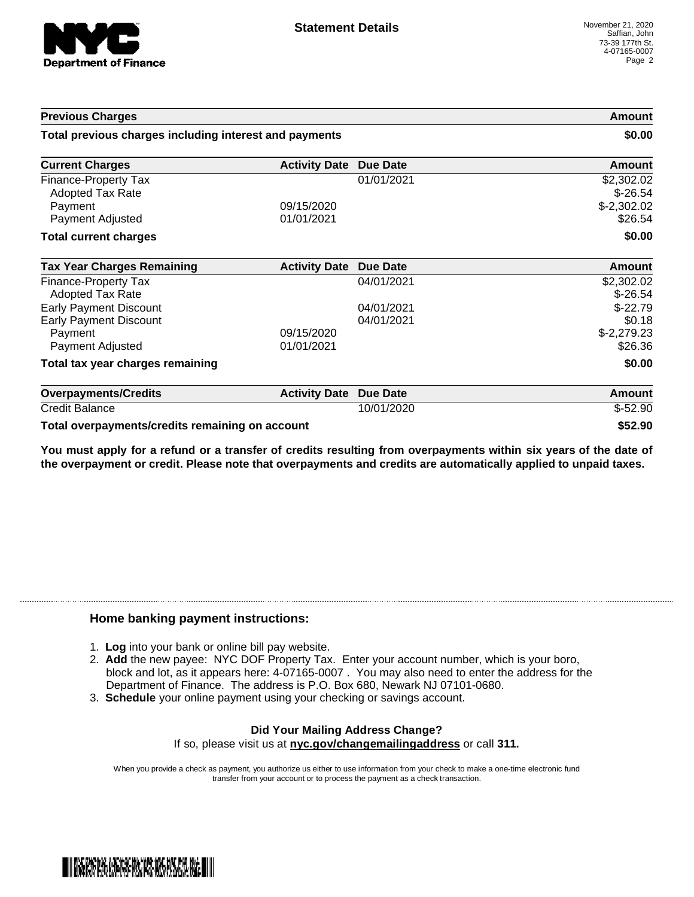# Statement Details

November 21, 2020
Saffian, John
73-39 177th St.
4-07165-0007

| Previous Charges | | | Amount |
|---|---|---|---|
| **Total previous charges including interest and payments** | | | **$0.00** |

| Current Charges | Activity Date | Due Date | Amount |
|---|---|---|---|
| Finance-Property Tax | | 01/01/2021 | $2,302.02 |
| Adopted Tax Rate | | | $-26.54 |
| Payment | 09/15/2020 | | $-2,302.02 |
| Payment Adjusted | 01/01/2021 | | $26.54 |
| **Total current charges** | | | **$0.00** |

| Tax Year Charges Remaining | Activity Date | Due Date | Amount |
|---|---|---|---|
| Finance-Property Tax | | 04/01/2021 | $2,302.02 |
| Adopted Tax Rate | | | $-26.54 |
| Early Payment Discount | | 04/01/2021 | $-22.79 |
| Early Payment Discount | | 04/01/2021 | $0.18 |
| Payment | 09/15/2020 | | $-2,279.23 |
| Payment Adjusted | 01/01/2021 | | $26.36 |
| **Total tax year charges remaining** | | | **$0.00** |

| Overpayments/Credits | Activity Date | Due Date | Amount |
|---|---|---|---|
| Credit Balance | | 10/01/2020 | $-52.90 |
| **Total overpayments/credits remaining on account** | | | **$52.90** |

**You must apply for a refund or a transfer of credits resulting from overpayments within six years of the date of the overpayment or credit. Please note that overpayments and credits are automatically applied to unpaid taxes.**

## Home banking payment instructions:

1. **Log** into your bank or online bill pay website.
2. **Add** the new payee: NYC DOF Property Tax. Enter your account number, which is your boro, block and lot, as it appears here: 4-07165-0007 . You may also need to enter the address for the Department of Finance. The address is P.O. Box 680, Newark NJ 07101-0680.
3. **Schedule** your online payment using your checking or savings account.

**Did Your Mailing Address Change?**

If so, please visit us at **nyc.gov/changemailingaddress** or call **311.**

When you provide a check as payment, you authorize us either to use information from your check to make a one-time electronic fund transfer from your account or to process the payment as a check transaction.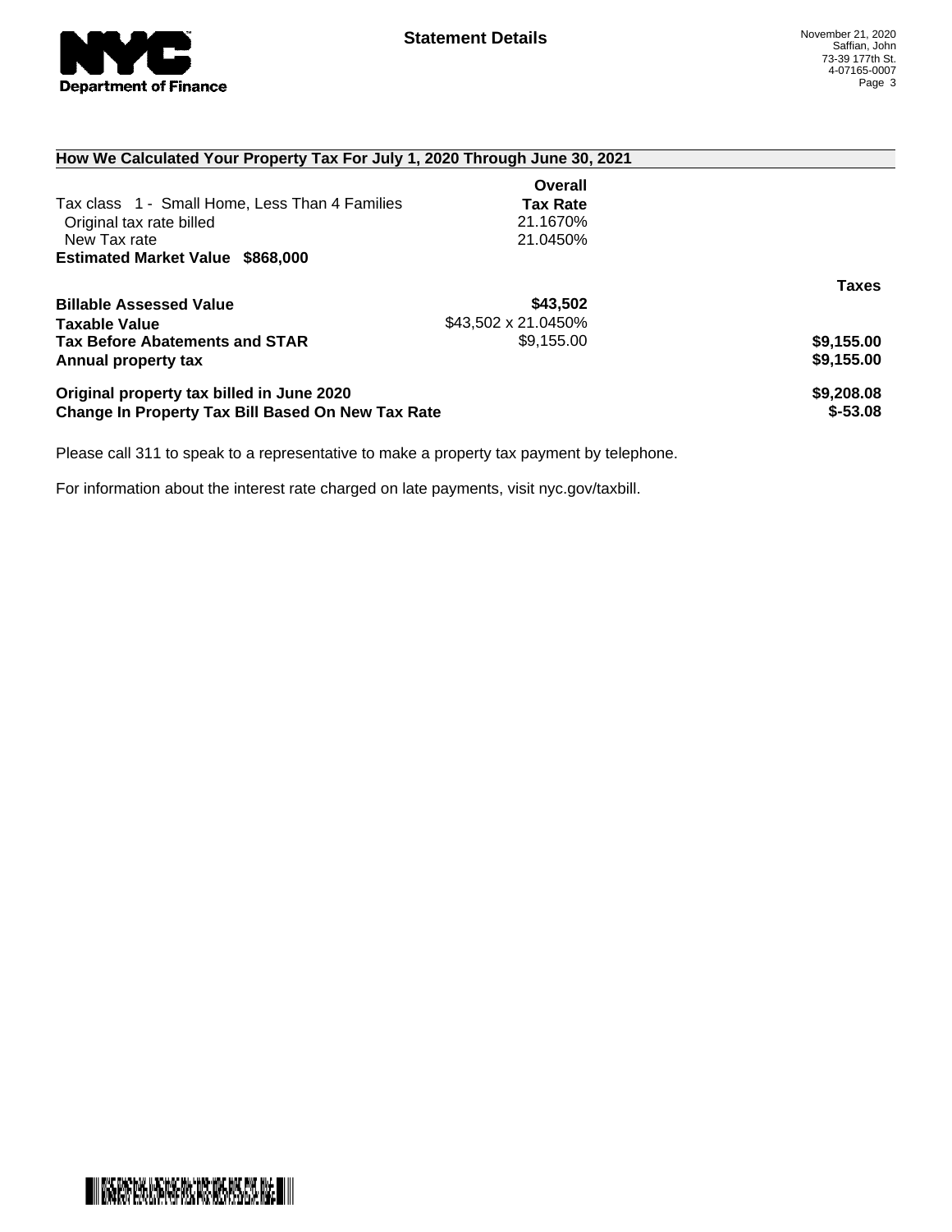**Statement Details**

November 21, 2020
Saffian, John
73-39 177th St.
4-07165-0007

## How We Calculated Your Property Tax For July 1, 2020 Through June 30, 2021

| | Overall Tax Rate | Taxes |
|---|---|---|
| Tax class 1 - Small Home, Less Than 4 Families | | |
| Original tax rate billed | 21.1670% | |
| New Tax rate | 21.0450% | |
| **Estimated Market Value $868,000** | | |
| **Billable Assessed Value** | **$43,502** | |
| **Taxable Value** | $43,502 x 21.0450% | |
| **Tax Before Abatements and STAR** | $9,155.00 | **$9,155.00** |
| **Annual property tax** | | **$9,155.00** |
| **Original property tax billed in June 2020** | | **$9,208.08** |
| **Change In Property Tax Bill Based On New Tax Rate** | | **$-53.08** |

Please call 311 to speak to a representative to make a property tax payment by telephone.

For information about the interest rate charged on late payments, visit nyc.gov/taxbill.